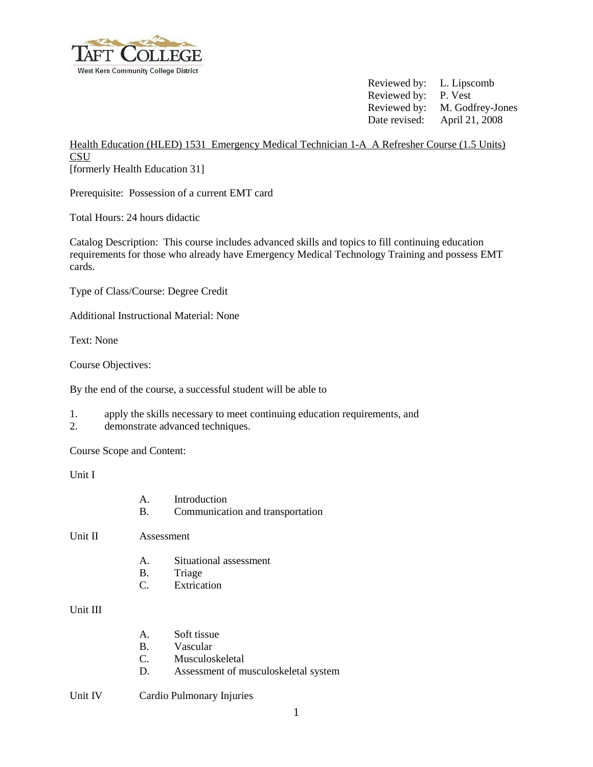TAFT COLLEGE
West Kern Community College District

Reviewed by: L. Lipscomb
Reviewed by: P. Vest
Reviewed by: M. Godfrey-Jones
Date revised: April 21, 2008

Health Education (HLED) 1531 Emergency Medical Technician 1-A A Refresher Course (1.5 Units) CSU
[formerly Health Education 31]

Prerequisite: Possession of a current EMT card

Total Hours: 24 hours didactic

Catalog Description: This course includes advanced skills and topics to fill continuing education requirements for those who already have Emergency Medical Technology Training and possess EMT cards.

Type of Class/Course: Degree Credit

Additional Instructional Material: None

Text: None

Course Objectives:

By the end of the course, a successful student will be able to

1. apply the skills necessary to meet continuing education requirements, and
2. demonstrate advanced techniques.

Course Scope and Content:

Unit I

- A. Introduction
- B. Communication and transportation

Unit II Assessment

- A. Situational assessment
- B. Triage
- C. Extrication

Unit III

- A. Soft tissue
- B. Vascular
- C. Musculoskeletal
- D. Assessment of musculoskeletal system

Unit IV Cardio Pulmonary Injuries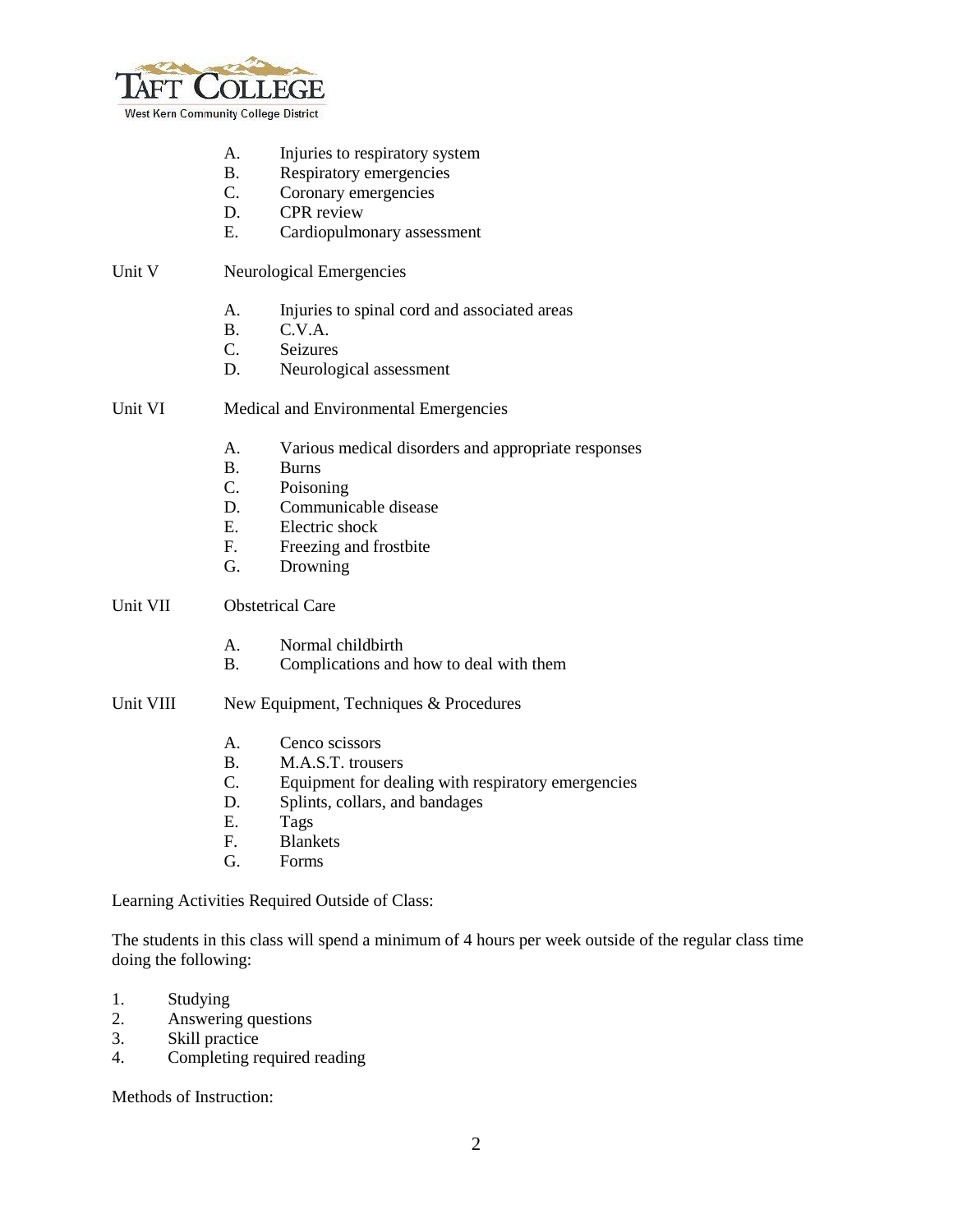A. Injuries to respiratory system
B. Respiratory emergencies
C. Coronary emergencies
D. CPR review
E. Cardiopulmonary assessment

Unit V Neurological Emergencies

A. Injuries to spinal cord and associated areas
B. C.V.A.
C. Seizures
D. Neurological assessment

Unit VI Medical and Environmental Emergencies

A. Various medical disorders and appropriate responses
B. Burns
C. Poisoning
D. Communicable disease
E. Electric shock
F. Freezing and frostbite
G. Drowning

Unit VII Obstetrical Care

A. Normal childbirth
B. Complications and how to deal with them

Unit VIII New Equipment, Techniques & Procedures

A. Cenco scissors
B. M.A.S.T. trousers
C. Equipment for dealing with respiratory emergencies
D. Splints, collars, and bandages
E. Tags
F. Blankets
G. Forms

Learning Activities Required Outside of Class:

The students in this class will spend a minimum of 4 hours per week outside of the regular class time doing the following:

1. Studying
2. Answering questions
3. Skill practice
4. Completing required reading

Methods of Instruction: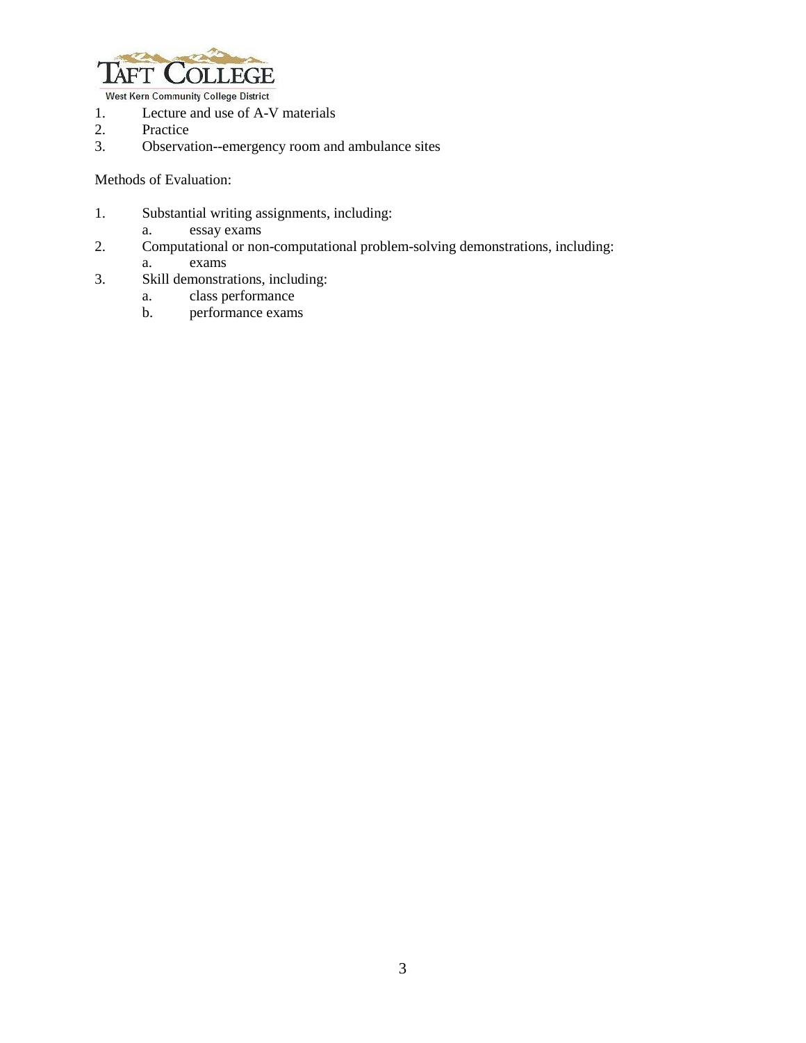1. Lecture and use of A-V materials
2. Practice
3. Observation--emergency room and ambulance sites

Methods of Evaluation:

1. Substantial writing assignments, including:
    a. essay exams
2. Computational or non-computational problem-solving demonstrations, including:
    a. exams
3. Skill demonstrations, including:
    a. class performance
    b. performance exams